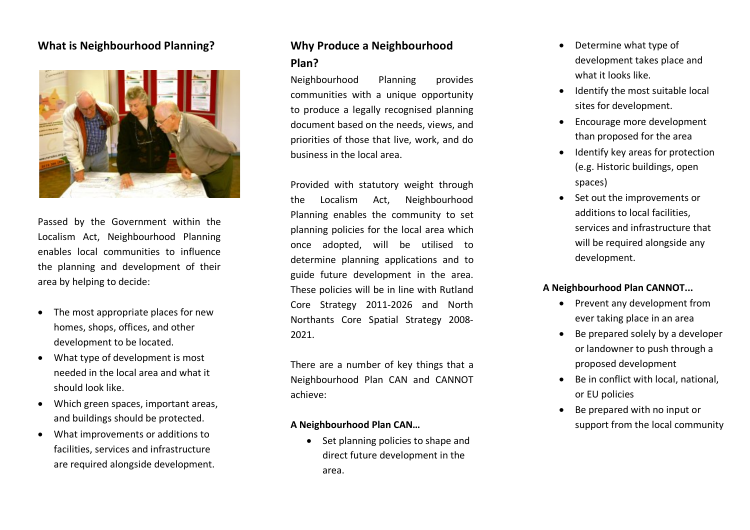## What is Neighbourhood Planning?

Passed by the Government within the Localism Act, Neighbourhood Planning enables local communities to influence the planning and development of their area by helping to decide:

- The most appropriate places for new homes, shops, offices, and other development to be located.
- What type of development is most needed in the local area and what it should look like.
- Which green spaces, important areas, and buildings should be protected.
- What improvements or additions to facilities, services and infrastructure are required alongside development.

## Why Produce a Neighbourhood Plan?

Neighbourhood Planning provides communities with a unique opportunity to produce a legally recognised planning document based on the needs, views, and priorities of those that live, work, and do business in the local area.

Provided with statutory weight through the Localism Act, Neighbourhood Planning enables the community to set planning policies for the local area which once adopted, will be utilised to determine planning applications and to guide future development in the area. These policies will be in line with Rutland Core Strategy 2011-2026 and North Northants Core Spatial Strategy 2008-2021.

There are a number of key things that a Neighbourhood Plan CAN and CANNOT achieve:

**A Neighbourhood Plan CAN…**

- Set planning policies to shape and direct future development in the area.
- Determine what type of development takes place and what it looks like.
- Identify the most suitable local sites for development.
- Encourage more development than proposed for the area
- Identify key areas for protection (e.g. Historic buildings, open spaces)
- Set out the improvements or additions to local facilities, services and infrastructure that will be required alongside any development.

**A Neighbourhood Plan CANNOT...**

- Prevent any development from ever taking place in an area
- Be prepared solely by a developer or landowner to push through a proposed development
- Be in conflict with local, national, or EU policies
- Be prepared with no input or support from the local community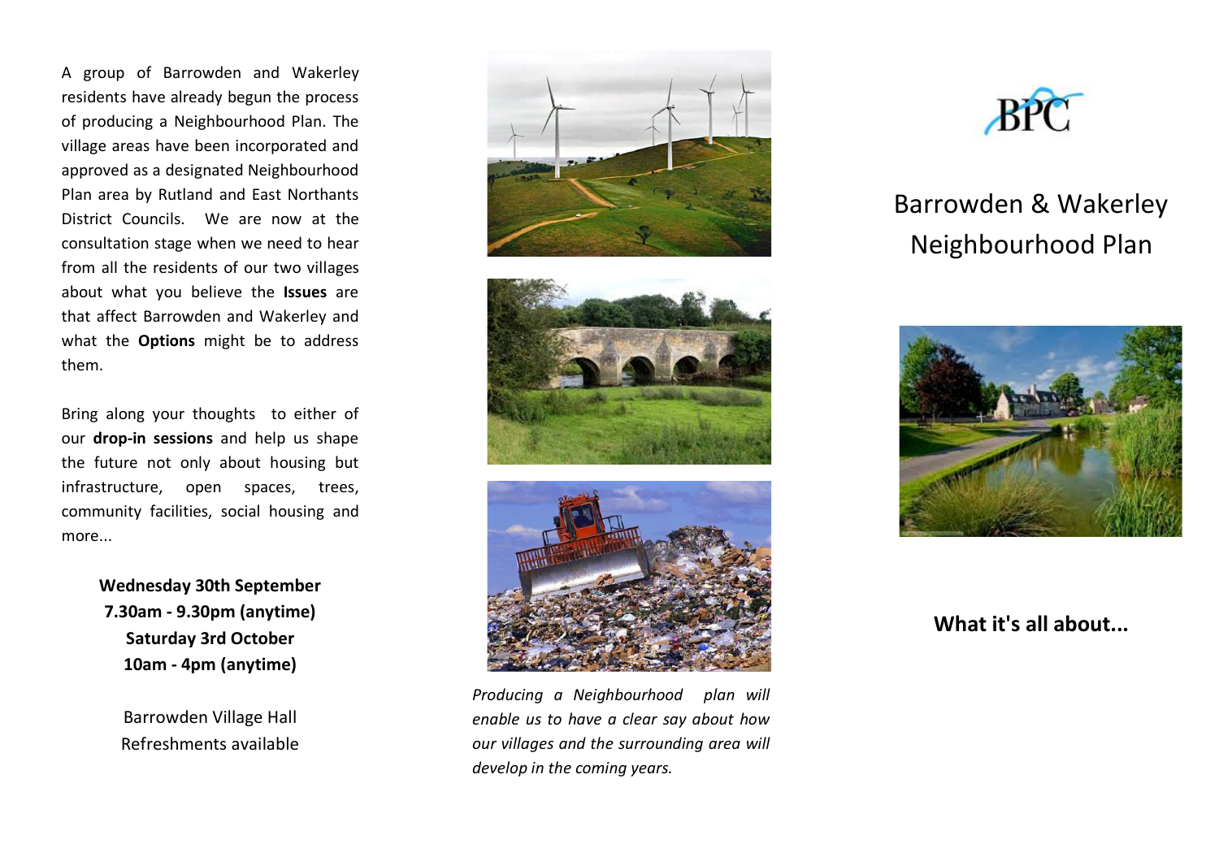A group of Barrowden and Wakerley residents have already begun the process of producing a Neighbourhood Plan. The village areas have been incorporated and approved as a designated Neighbourhood Plan area by Rutland and East Northants District Councils. We are now at the consultation stage when we need to hear from all the residents of our two villages about what you believe the **Issues** are that affect Barrowden and Wakerley and what the **Options** might be to address them.

Bring along your thoughts to either of our **drop-in sessions** and help us shape the future not only about housing but infrastructure, open spaces, trees, community facilities, social housing and more...

**Wednesday 30th September**
**7.30am - 9.30pm (anytime)**
**Saturday 3rd October**
**10am - 4pm (anytime)**

Barrowden Village Hall
Refreshments available

*Producing a Neighbourhood plan will enable us to have a clear say about how our villages and the surrounding area will develop in the coming years.*

BPC

# Barrowden & Wakerley Neighbourhood Plan

**What it's all about...**